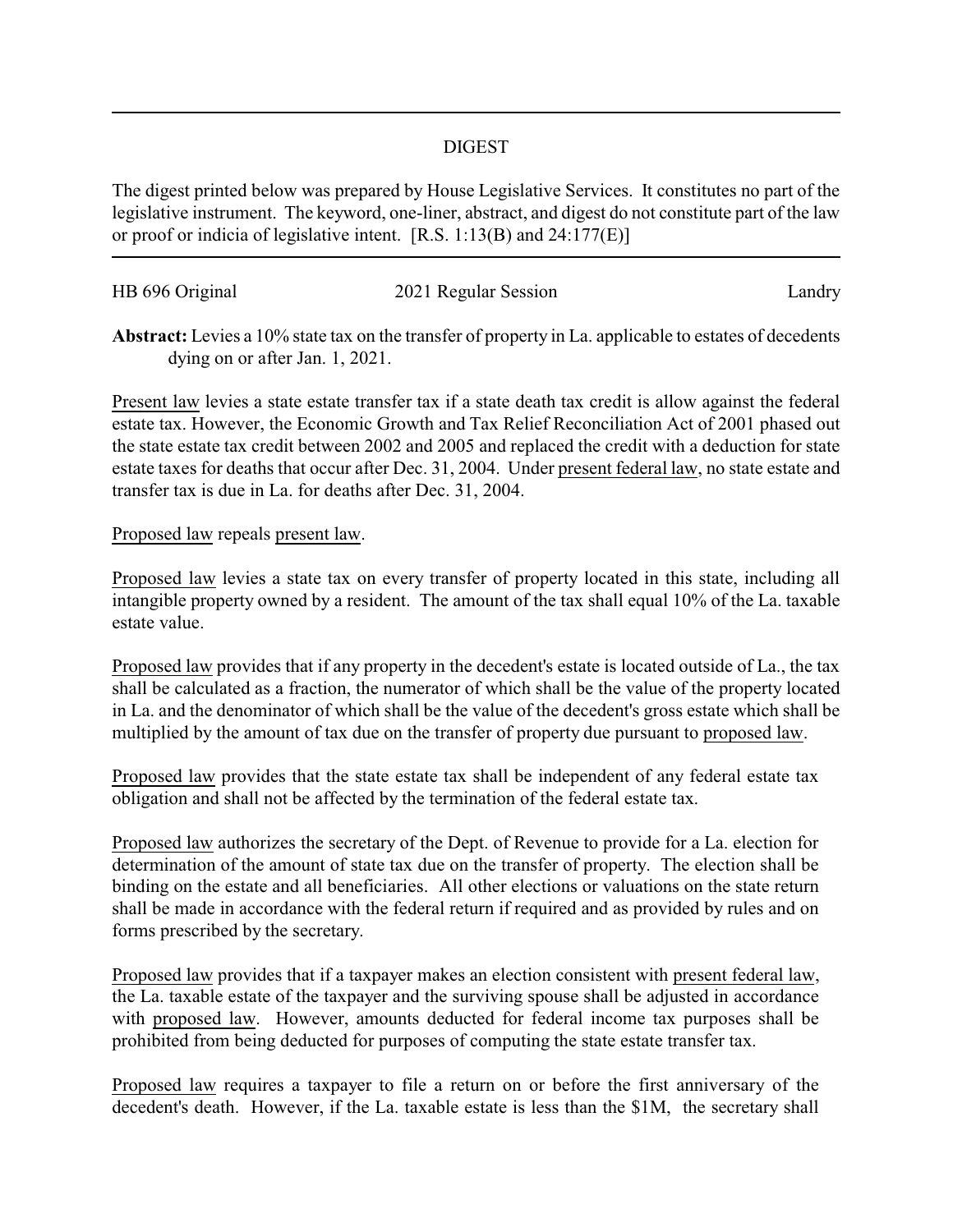# DIGEST

The digest printed below was prepared by House Legislative Services. It constitutes no part of the legislative instrument. The keyword, one-liner, abstract, and digest do not constitute part of the law or proof or indicia of legislative intent. [R.S. 1:13(B) and 24:177(E)]

HB 696 Original 2021 Regular Session Landry

**Abstract:** Levies a 10% state tax on the transfer of property in La. applicable to estates of decedents dying on or after Jan. 1, 2021.

Present law levies a state estate transfer tax if a state death tax credit is allow against the federal estate tax. However, the Economic Growth and Tax Relief Reconciliation Act of 2001 phased out the state estate tax credit between 2002 and 2005 and replaced the credit with a deduction for state estate taxes for deaths that occur after Dec. 31, 2004. Under present federal law, no state estate and transfer tax is due in La. for deaths after Dec. 31, 2004.

Proposed law repeals present law.

Proposed law levies a state tax on every transfer of property located in this state, including all intangible property owned by a resident. The amount of the tax shall equal 10% of the La. taxable estate value.

Proposed law provides that if any property in the decedent's estate is located outside of La., the tax shall be calculated as a fraction, the numerator of which shall be the value of the property located in La. and the denominator of which shall be the value of the decedent's gross estate which shall be multiplied by the amount of tax due on the transfer of property due pursuant to proposed law.

Proposed law provides that the state estate tax shall be independent of any federal estate tax obligation and shall not be affected by the termination of the federal estate tax.

Proposed law authorizes the secretary of the Dept. of Revenue to provide for a La. election for determination of the amount of state tax due on the transfer of property. The election shall be binding on the estate and all beneficiaries. All other elections or valuations on the state return shall be made in accordance with the federal return if required and as provided by rules and on forms prescribed by the secretary.

Proposed law provides that if a taxpayer makes an election consistent with present federal law, the La. taxable estate of the taxpayer and the surviving spouse shall be adjusted in accordance with proposed law. However, amounts deducted for federal income tax purposes shall be prohibited from being deducted for purposes of computing the state estate transfer tax.

Proposed law requires a taxpayer to file a return on or before the first anniversary of the decedent's death. However, if the La. taxable estate is less than the $1M, the secretary shall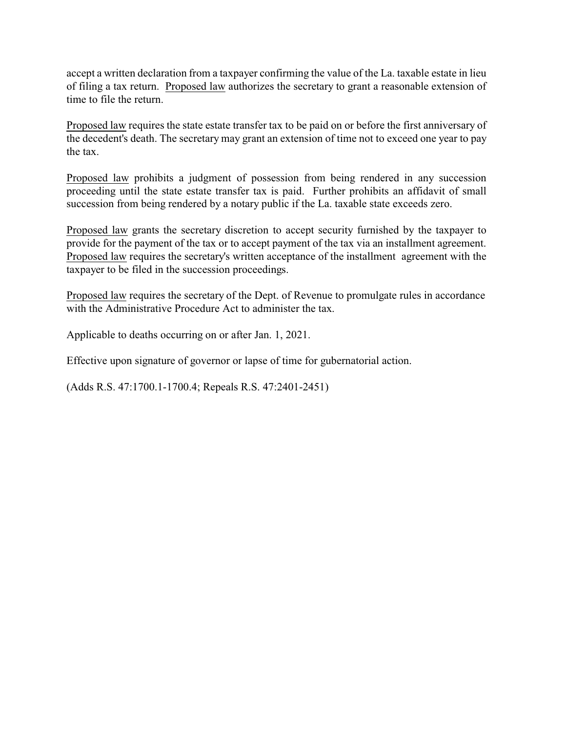accept a written declaration from a taxpayer confirming the value of the La. taxable estate in lieu of filing a tax return. Proposed law authorizes the secretary to grant a reasonable extension of time to file the return.

Proposed law requires the state estate transfer tax to be paid on or before the first anniversary of the decedent's death. The secretary may grant an extension of time not to exceed one year to pay the tax.

Proposed law prohibits a judgment of possession from being rendered in any succession proceeding until the state estate transfer tax is paid. Further prohibits an affidavit of small succession from being rendered by a notary public if the La. taxable state exceeds zero.

Proposed law grants the secretary discretion to accept security furnished by the taxpayer to provide for the payment of the tax or to accept payment of the tax via an installment agreement. Proposed law requires the secretary's written acceptance of the installment agreement with the taxpayer to be filed in the succession proceedings.

Proposed law requires the secretary of the Dept. of Revenue to promulgate rules in accordance with the Administrative Procedure Act to administer the tax.

Applicable to deaths occurring on or after Jan. 1, 2021.

Effective upon signature of governor or lapse of time for gubernatorial action.

(Adds R.S. 47:1700.1-1700.4; Repeals R.S. 47:2401-2451)